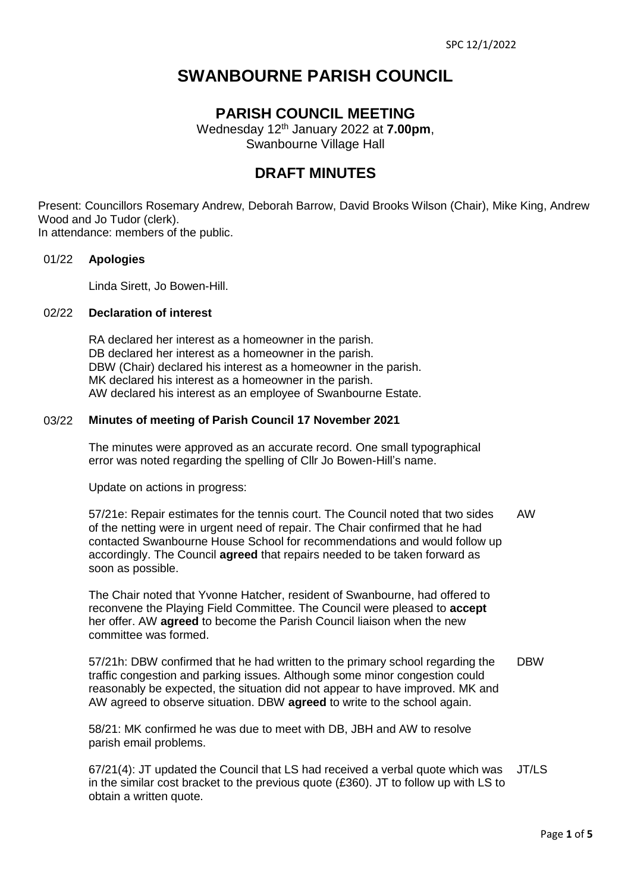# SWANBOURNE PARISH COUNCIL

## PARISH COUNCIL MEETING

Wednesday 12th January 2022 at **7.00pm**,
Swanbourne Village Hall

## DRAFT MINUTES

Present: Councillors Rosemary Andrew, Deborah Barrow, David Brooks Wilson (Chair), Mike King, Andrew Wood and Jo Tudor (clerk).
In attendance: members of the public.

### 01/22 **Apologies**

Linda Sirett, Jo Bowen-Hill.

### 02/22 **Declaration of interest**

RA declared her interest as a homeowner in the parish.
DB declared her interest as a homeowner in the parish.
DBW (Chair) declared his interest as a homeowner in the parish.
MK declared his interest as a homeowner in the parish.
AW declared his interest as an employee of Swanbourne Estate.

### 03/22 **Minutes of meeting of Parish Council 17 November 2021**

The minutes were approved as an accurate record. One small typographical error was noted regarding the spelling of Cllr Jo Bowen-Hill's name.

Update on actions in progress:

57/21e: Repair estimates for the tennis court. The Council noted that two sides of the netting were in urgent need of repair. The Chair confirmed that he had contacted Swanbourne House School for recommendations and would follow up accordingly. The Council **agreed** that repairs needed to be taken forward as soon as possible. — AW

The Chair noted that Yvonne Hatcher, resident of Swanbourne, had offered to reconvene the Playing Field Committee. The Council were pleased to **accept** her offer. AW **agreed** to become the Parish Council liaison when the new committee was formed.

57/21h: DBW confirmed that he had written to the primary school regarding the traffic congestion and parking issues. Although some minor congestion could reasonably be expected, the situation did not appear to have improved. MK and AW agreed to observe situation. DBW **agreed** to write to the school again. — DBW

58/21: MK confirmed he was due to meet with DB, JBH and AW to resolve parish email problems.

67/21(4): JT updated the Council that LS had received a verbal quote which was in the similar cost bracket to the previous quote (£360). JT to follow up with LS to obtain a written quote. — JT/LS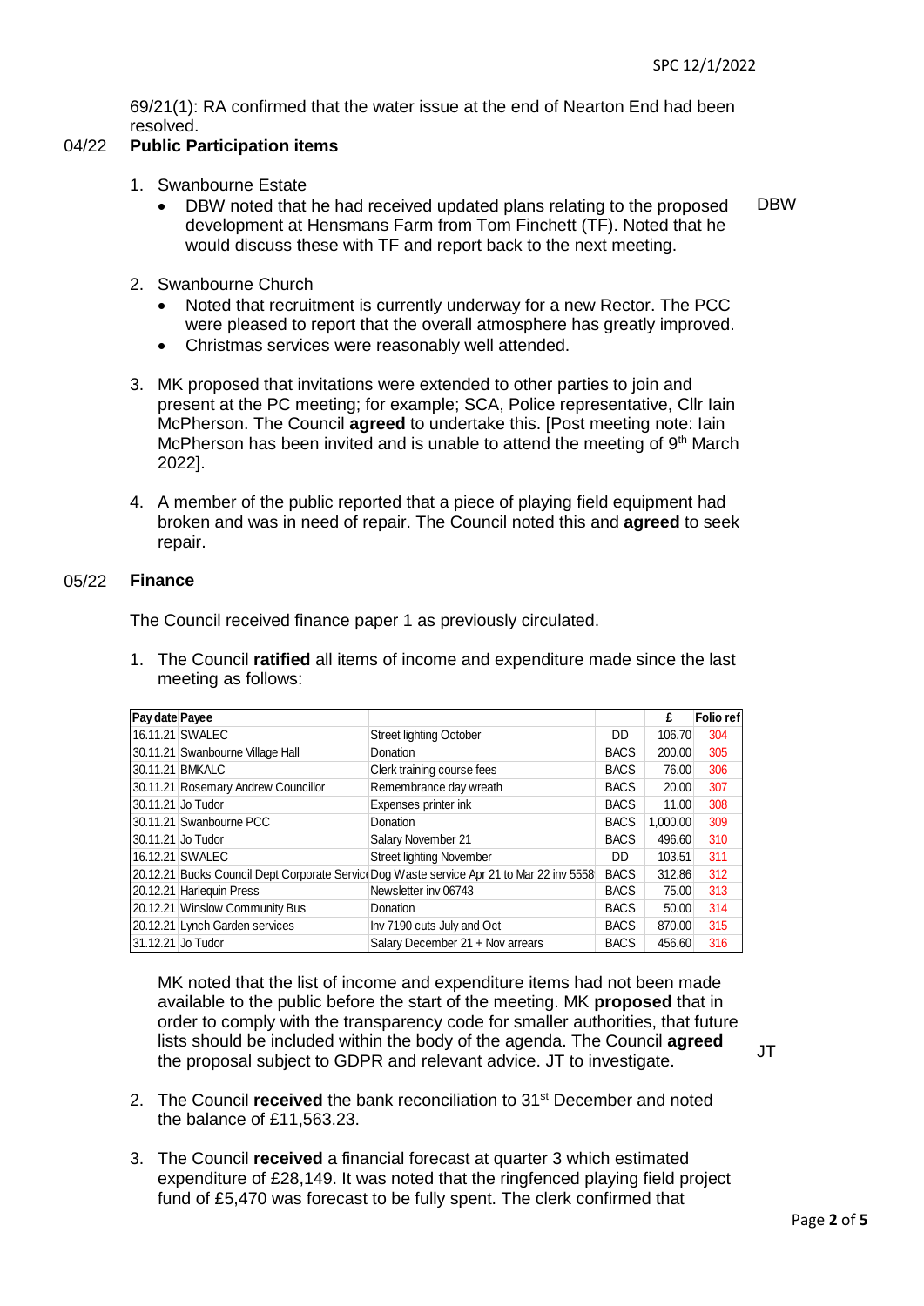69/21(1): RA confirmed that the water issue at the end of Nearton End had been resolved.

## 04/22 Public Participation items

1. Swanbourne Estate
   - DBW noted that he had received updated plans relating to the proposed development at Hensmans Farm from Tom Finchett (TF). Noted that he would discuss these with TF and report back to the next meeting. **DBW**

2. Swanbourne Church
   - Noted that recruitment is currently underway for a new Rector. The PCC were pleased to report that the overall atmosphere has greatly improved.
   - Christmas services were reasonably well attended.

3. MK proposed that invitations were extended to other parties to join and present at the PC meeting; for example; SCA, Police representative, Cllr Iain McPherson. The Council **agreed** to undertake this. [Post meeting note: Iain McPherson has been invited and is unable to attend the meeting of 9th March 2022].

4. A member of the public reported that a piece of playing field equipment had broken and was in need of repair. The Council noted this and **agreed** to seek repair.

## 05/22 Finance

The Council received finance paper 1 as previously circulated.

1. The Council **ratified** all items of income and expenditure made since the last meeting as follows:

| Pay date | Payee | | | £ | Folio ref |
|---|---|---|---|---|---|
| 16.11.21 | SWALEC | Street lighting October | DD | 106.70 | 304 |
| 30.11.21 | Swanbourne Village Hall | Donation | BACS | 200.00 | 305 |
| 30.11.21 | BMKALC | Clerk training course fees | BACS | 76.00 | 306 |
| 30.11.21 | Rosemary Andrew Councillor | Remembrance day wreath | BACS | 20.00 | 307 |
| 30.11.21 | Jo Tudor | Expenses printer ink | BACS | 11.00 | 308 |
| 30.11.21 | Swanbourne PCC | Donation | BACS | 1,000.00 | 309 |
| 30.11.21 | Jo Tudor | Salary November 21 | BACS | 496.60 | 310 |
| 16.12.21 | SWALEC | Street lighting November | DD | 103.51 | 311 |
| 20.12.21 | Bucks Council Dept Corporate Service | Dog Waste service Apr 21 to Mar 22 inv 5558 | BACS | 312.86 | 312 |
| 20.12.21 | Harlequin Press | Newsletter inv 06743 | BACS | 75.00 | 313 |
| 20.12.21 | Winslow Community Bus | Donation | BACS | 50.00 | 314 |
| 20.12.21 | Lynch Garden services | Inv 7190 cuts July and Oct | BACS | 870.00 | 315 |
| 31.12.21 | Jo Tudor | Salary December 21 + Nov arrears | BACS | 456.60 | 316 |

   MK noted that the list of income and expenditure items had not been made available to the public before the start of the meeting. MK **proposed** that in order to comply with the transparency code for smaller authorities, that future lists should be included within the body of the agenda. The Council **agreed** the proposal subject to GDPR and relevant advice. JT to investigate. **JT**

2. The Council **received** the bank reconciliation to 31st December and noted the balance of £11,563.23.

3. The Council **received** a financial forecast at quarter 3 which estimated expenditure of £28,149. It was noted that the ringfenced playing field project fund of £5,470 was forecast to be fully spent. The clerk confirmed that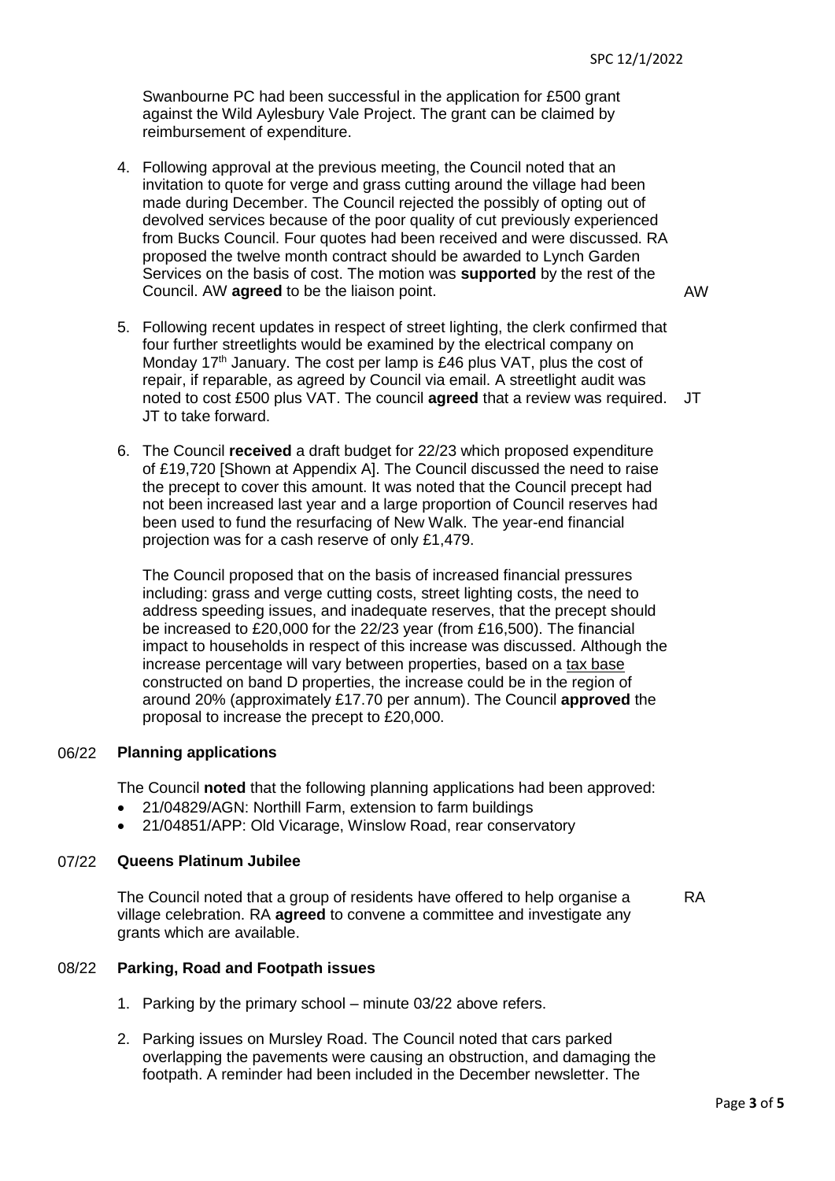Swanbourne PC had been successful in the application for £500 grant against the Wild Aylesbury Vale Project. The grant can be claimed by reimbursement of expenditure.

4. Following approval at the previous meeting, the Council noted that an invitation to quote for verge and grass cutting around the village had been made during December. The Council rejected the possibly of opting out of devolved services because of the poor quality of cut previously experienced from Bucks Council. Four quotes had been received and were discussed. RA proposed the twelve month contract should be awarded to Lynch Garden Services on the basis of cost. The motion was **supported** by the rest of the Council. AW **agreed** to be the liaison point. — AW

5. Following recent updates in respect of street lighting, the clerk confirmed that four further streetlights would be examined by the electrical company on Monday 17th January. The cost per lamp is £46 plus VAT, plus the cost of repair, if reparable, as agreed by Council via email. A streetlight audit was noted to cost £500 plus VAT. The council **agreed** that a review was required. JT to take forward. — JT

6. The Council **received** a draft budget for 22/23 which proposed expenditure of £19,720 [Shown at Appendix A]. The Council discussed the need to raise the precept to cover this amount. It was noted that the Council precept had not been increased last year and a large proportion of Council reserves had been used to fund the resurfacing of New Walk. The year-end financial projection was for a cash reserve of only £1,479.

   The Council proposed that on the basis of increased financial pressures including: grass and verge cutting costs, street lighting costs, the need to address speeding issues, and inadequate reserves, that the precept should be increased to £20,000 for the 22/23 year (from £16,500). The financial impact to households in respect of this increase was discussed. Although the increase percentage will vary between properties, based on a tax base constructed on band D properties, the increase could be in the region of around 20% (approximately £17.70 per annum). The Council **approved** the proposal to increase the precept to £20,000.

## 06/22 Planning applications

The Council **noted** that the following planning applications had been approved:

- 21/04829/AGN: Northill Farm, extension to farm buildings
- 21/04851/APP: Old Vicarage, Winslow Road, rear conservatory

## 07/22 Queens Platinum Jubilee

The Council noted that a group of residents have offered to help organise a village celebration. RA **agreed** to convene a committee and investigate any grants which are available. — RA

## 08/22 Parking, Road and Footpath issues

1. Parking by the primary school – minute 03/22 above refers.

2. Parking issues on Mursley Road. The Council noted that cars parked overlapping the pavements were causing an obstruction, and damaging the footpath. A reminder had been included in the December newsletter. The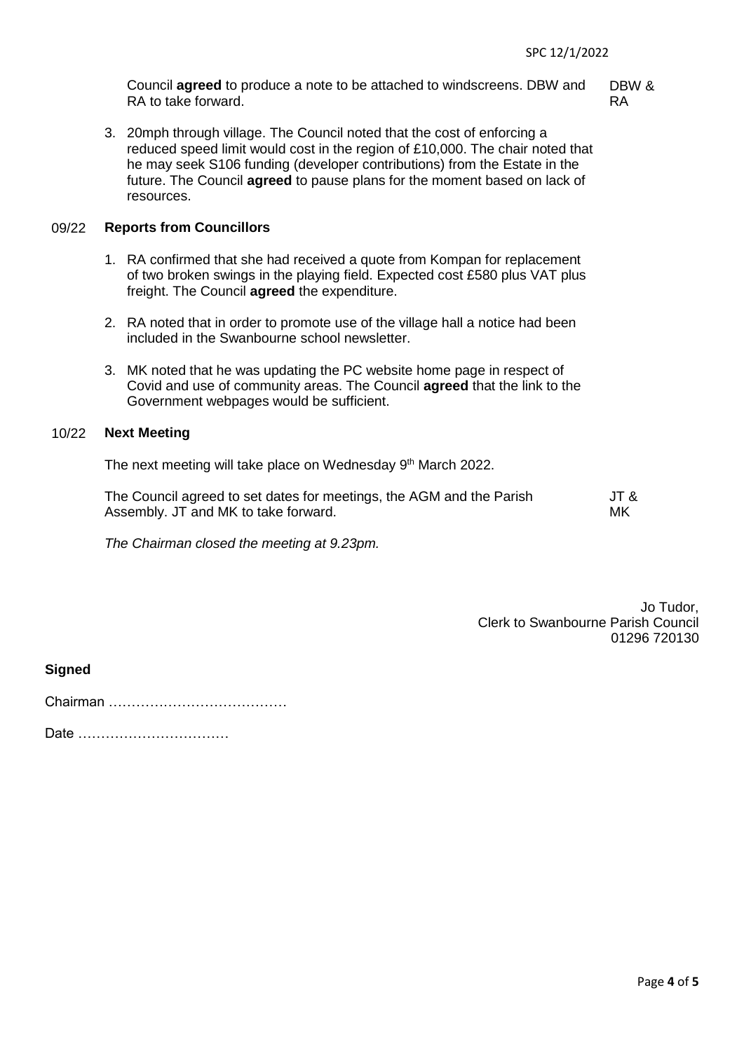Council **agreed** to produce a note to be attached to windscreens. DBW and RA to take forward. DBW & RA

3. 20mph through village. The Council noted that the cost of enforcing a reduced speed limit would cost in the region of £10,000. The chair noted that he may seek S106 funding (developer contributions) from the Estate in the future. The Council **agreed** to pause plans for the moment based on lack of resources.

## 09/22 Reports from Councillors

1. RA confirmed that she had received a quote from Kompan for replacement of two broken swings in the playing field. Expected cost £580 plus VAT plus freight. The Council **agreed** the expenditure.

2. RA noted that in order to promote use of the village hall a notice had been included in the Swanbourne school newsletter.

3. MK noted that he was updating the PC website home page in respect of Covid and use of community areas. The Council **agreed** that the link to the Government webpages would be sufficient.

## 10/22 Next Meeting

The next meeting will take place on Wednesday 9th March 2022.

The Council agreed to set dates for meetings, the AGM and the Parish Assembly. JT and MK to take forward. JT & MK

*The Chairman closed the meeting at 9.23pm.*

Jo Tudor,
Clerk to Swanbourne Parish Council
01296 720130

**Signed**

Chairman …………………………………

Date ……………………………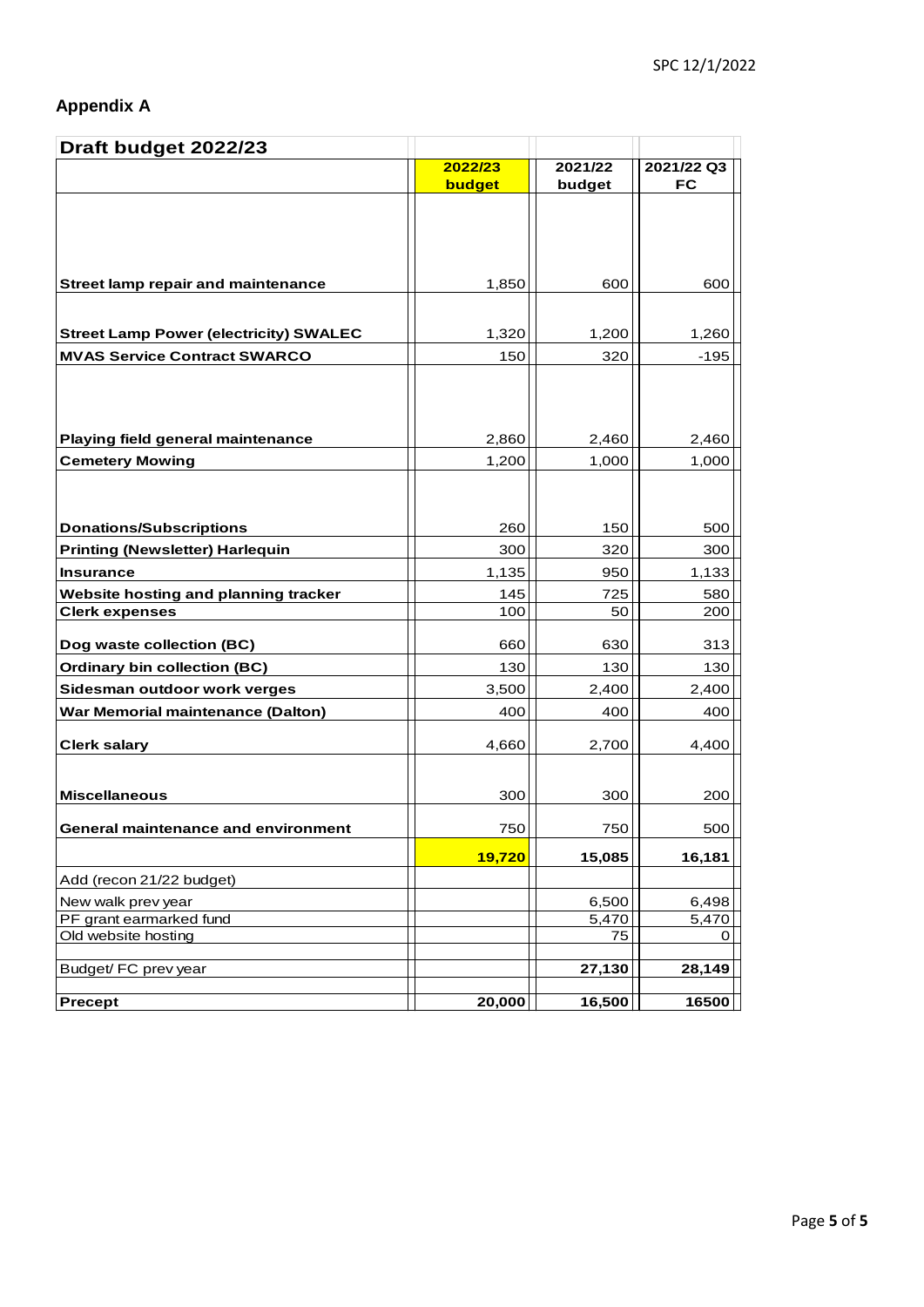SPC 12/1/2022

## Appendix A

| Draft budget 2022/23 | | | |
|---|---|---|---|
| | **2022/23 budget** | **2021/22 budget** | **2021/22 Q3 FC** |
| **Street lamp repair and maintenance** | 1,850 | 600 | 600 |
| **Street Lamp Power (electricity) SWALEC** | 1,320 | 1,200 | 1,260 |
| **MVAS Service Contract SWARCO** | 150 | 320 | -195 |
| **Playing field general maintenance** | 2,860 | 2,460 | 2,460 |
| **Cemetery Mowing** | 1,200 | 1,000 | 1,000 |
| **Donations/Subscriptions** | 260 | 150 | 500 |
| **Printing (Newsletter) Harlequin** | 300 | 320 | 300 |
| **Insurance** | 1,135 | 950 | 1,133 |
| **Website hosting and planning tracker** | 145 | 725 | 580 |
| **Clerk expenses** | 100 | 50 | 200 |
| **Dog waste collection (BC)** | 660 | 630 | 313 |
| **Ordinary bin collection (BC)** | 130 | 130 | 130 |
| **Sidesman outdoor work verges** | 3,500 | 2,400 | 2,400 |
| **War Memorial maintenance (Dalton)** | 400 | 400 | 400 |
| **Clerk salary** | 4,660 | 2,700 | 4,400 |
| **Miscellaneous** | 300 | 300 | 200 |
| **General maintenance and environment** | 750 | 750 | 500 |
| | **19,720** | **15,085** | **16,181** |
| Add (recon 21/22 budget) | | | |
| New walk prev year | | 6,500 | 6,498 |
| PF grant earmarked fund | | 5,470 | 5,470 |
| Old website hosting | | 75 | 0 |
| Budget/ FC prev year | | **27,130** | **28,149** |
| **Precept** | **20,000** | **16,500** | **16500** |